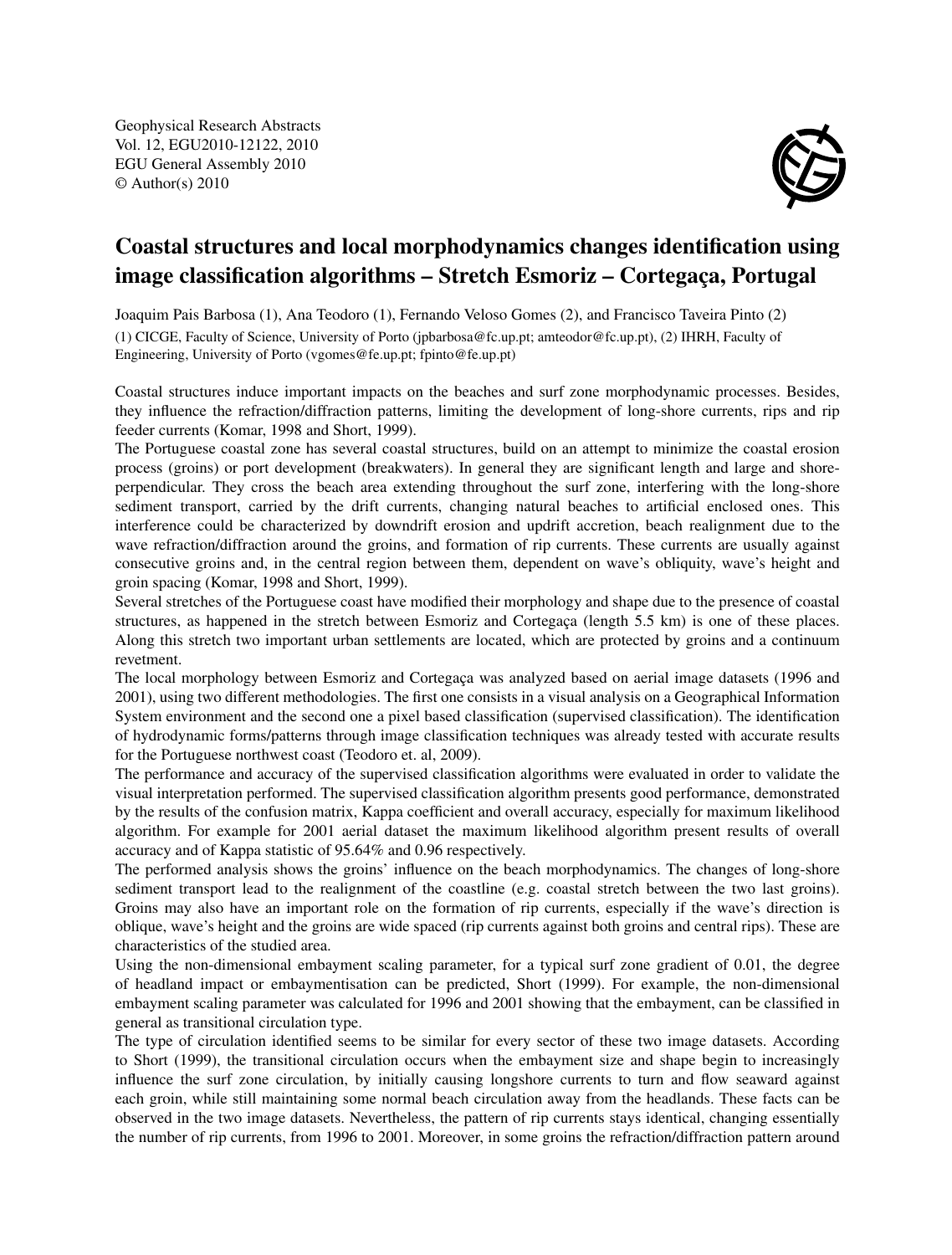# Coastal structures and local morphodynamics changes identification using image classification algorithms – Stretch Esmoriz – Cortegaça, Portugal

Joaquim Pais Barbosa (1), Ana Teodoro (1), Fernando Veloso Gomes (2), and Francisco Taveira Pinto (2)

(1) CICGE, Faculty of Science, University of Porto (jpbarbosa@fc.up.pt; amteodor@fc.up.pt), (2) IHRH, Faculty of Engineering, University of Porto (vgomes@fe.up.pt; fpinto@fe.up.pt)

Coastal structures induce important impacts on the beaches and surf zone morphodynamic processes. Besides, they influence the refraction/diffraction patterns, limiting the development of long-shore currents, rips and rip feeder currents (Komar, 1998 and Short, 1999).

The Portuguese coastal zone has several coastal structures, build on an attempt to minimize the coastal erosion process (groins) or port development (breakwaters). In general they are significant length and large and shore-perpendicular. They cross the beach area extending throughout the surf zone, interfering with the long-shore sediment transport, carried by the drift currents, changing natural beaches to artificial enclosed ones. This interference could be characterized by downdrift erosion and updrift accretion, beach realignment due to the wave refraction/diffraction around the groins, and formation of rip currents. These currents are usually against consecutive groins and, in the central region between them, dependent on wave's obliquity, wave's height and groin spacing (Komar, 1998 and Short, 1999).

Several stretches of the Portuguese coast have modified their morphology and shape due to the presence of coastal structures, as happened in the stretch between Esmoriz and Cortegaça (length 5.5 km) is one of these places. Along this stretch two important urban settlements are located, which are protected by groins and a continuum revetment.

The local morphology between Esmoriz and Cortegaça was analyzed based on aerial image datasets (1996 and 2001), using two different methodologies. The first one consists in a visual analysis on a Geographical Information System environment and the second one a pixel based classification (supervised classification). The identification of hydrodynamic forms/patterns through image classification techniques was already tested with accurate results for the Portuguese northwest coast (Teodoro et. al, 2009).

The performance and accuracy of the supervised classification algorithms were evaluated in order to validate the visual interpretation performed. The supervised classification algorithm presents good performance, demonstrated by the results of the confusion matrix, Kappa coefficient and overall accuracy, especially for maximum likelihood algorithm. For example for 2001 aerial dataset the maximum likelihood algorithm present results of overall accuracy and of Kappa statistic of 95.64% and 0.96 respectively.

The performed analysis shows the groins' influence on the beach morphodynamics. The changes of long-shore sediment transport lead to the realignment of the coastline (e.g. coastal stretch between the two last groins). Groins may also have an important role on the formation of rip currents, especially if the wave's direction is oblique, wave's height and the groins are wide spaced (rip currents against both groins and central rips). These are characteristics of the studied area.

Using the non-dimensional embayment scaling parameter, for a typical surf zone gradient of 0.01, the degree of headland impact or embaymentisation can be predicted, Short (1999). For example, the non-dimensional embayment scaling parameter was calculated for 1996 and 2001 showing that the embayment, can be classified in general as transitional circulation type.

The type of circulation identified seems to be similar for every sector of these two image datasets. According to Short (1999), the transitional circulation occurs when the embayment size and shape begin to increasingly influence the surf zone circulation, by initially causing longshore currents to turn and flow seaward against each groin, while still maintaining some normal beach circulation away from the headlands. These facts can be observed in the two image datasets. Nevertheless, the pattern of rip currents stays identical, changing essentially the number of rip currents, from 1996 to 2001. Moreover, in some groins the refraction/diffraction pattern around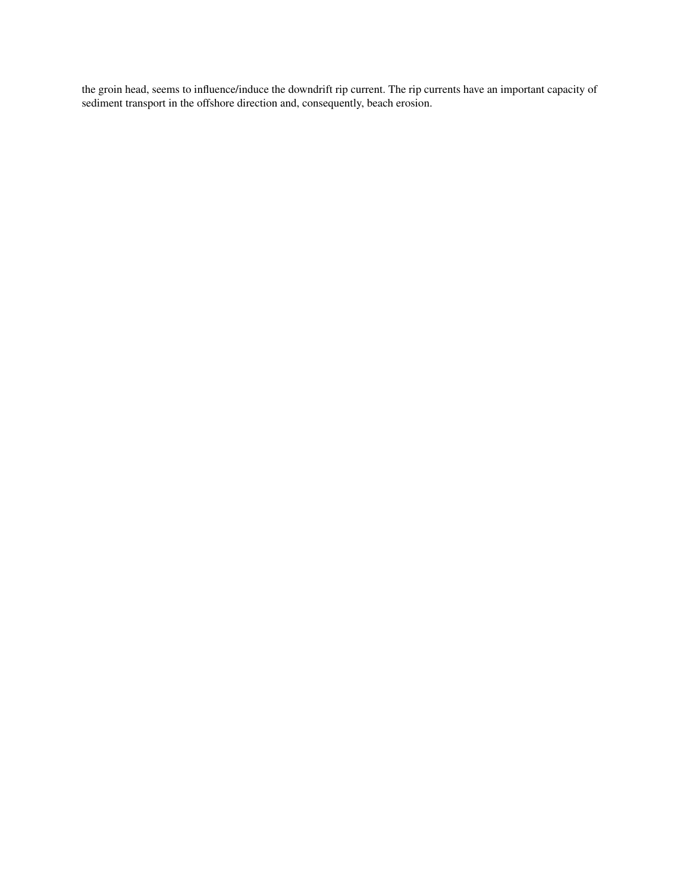the groin head, seems to influence/induce the downdrift rip current. The rip currents have an important capacity of sediment transport in the offshore direction and, consequently, beach erosion.